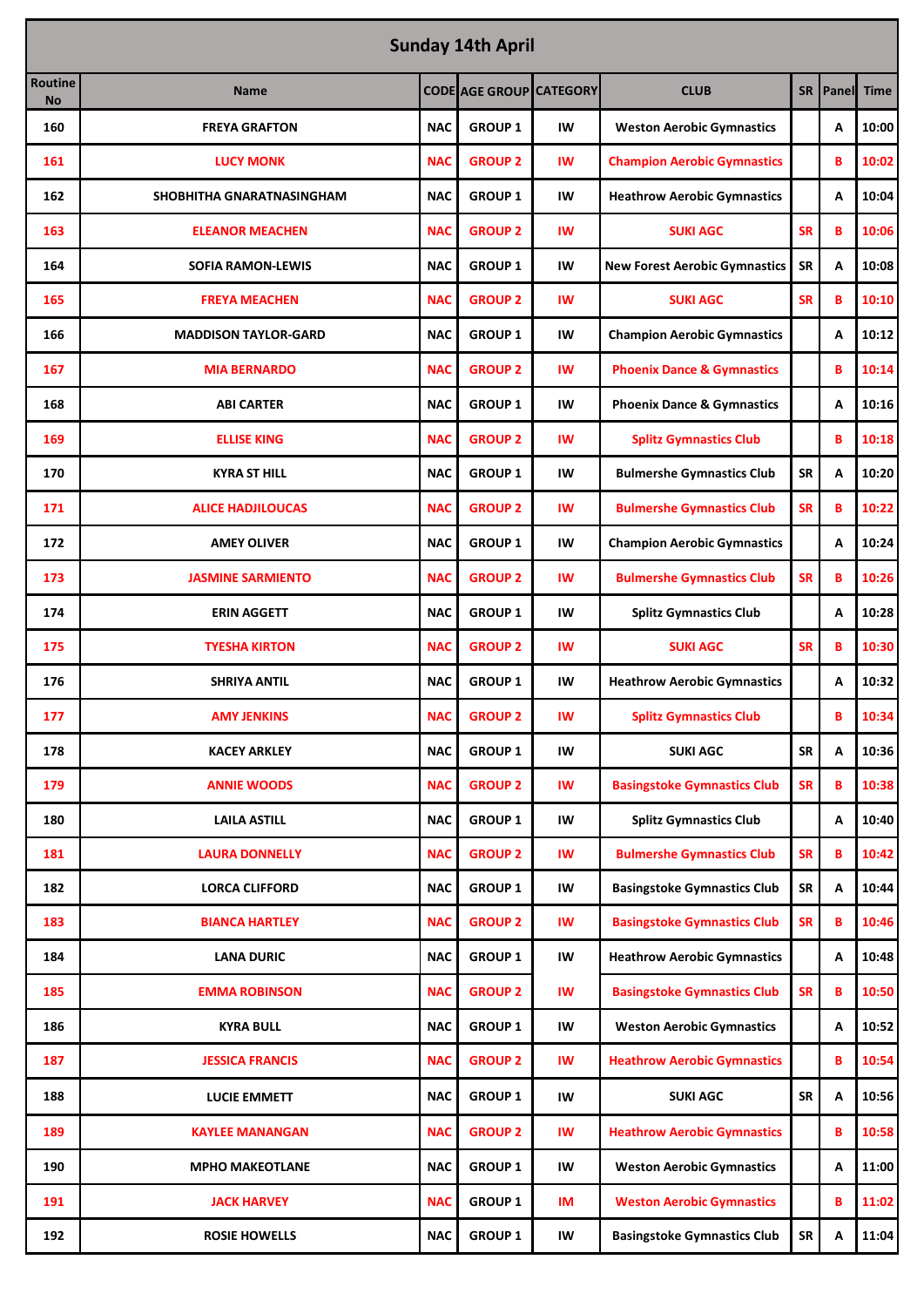## Sunday 14th April

| Routine No | Name | CODE | AGE GROUP | CATEGORY | CLUB | SR | Panel | Time |
|---|---|---|---|---|---|---|---|---|
| 160 | FREYA GRAFTON | NAC | GROUP 1 | IW | Weston Aerobic Gymnastics | | A | 10:00 |
| 161 | LUCY MONK | NAC | GROUP 2 | IW | Champion Aerobic Gymnastics | | B | 10:02 |
| 162 | SHOBHITHA GNARATNASINGHAM | NAC | GROUP 1 | IW | Heathrow Aerobic Gymnastics | | A | 10:04 |
| 163 | ELEANOR MEACHEN | NAC | GROUP 2 | IW | SUKI AGC | SR | B | 10:06 |
| 164 | SOFIA RAMON-LEWIS | NAC | GROUP 1 | IW | New Forest Aerobic Gymnastics | SR | A | 10:08 |
| 165 | FREYA MEACHEN | NAC | GROUP 2 | IW | SUKI AGC | SR | B | 10:10 |
| 166 | MADDISON TAYLOR-GARD | NAC | GROUP 1 | IW | Champion Aerobic Gymnastics | | A | 10:12 |
| 167 | MIA BERNARDO | NAC | GROUP 2 | IW | Phoenix Dance & Gymnastics | | B | 10:14 |
| 168 | ABI CARTER | NAC | GROUP 1 | IW | Phoenix Dance & Gymnastics | | A | 10:16 |
| 169 | ELLISE KING | NAC | GROUP 2 | IW | Splitz Gymnastics Club | | B | 10:18 |
| 170 | KYRA ST HILL | NAC | GROUP 1 | IW | Bulmershe Gymnastics Club | SR | A | 10:20 |
| 171 | ALICE HADJILOUCAS | NAC | GROUP 2 | IW | Bulmershe Gymnastics Club | SR | B | 10:22 |
| 172 | AMEY OLIVER | NAC | GROUP 1 | IW | Champion Aerobic Gymnastics | | A | 10:24 |
| 173 | JASMINE SARMIENTO | NAC | GROUP 2 | IW | Bulmershe Gymnastics Club | SR | B | 10:26 |
| 174 | ERIN AGGETT | NAC | GROUP 1 | IW | Splitz Gymnastics Club | | A | 10:28 |
| 175 | TYESHA KIRTON | NAC | GROUP 2 | IW | SUKI AGC | SR | B | 10:30 |
| 176 | SHRIYA ANTIL | NAC | GROUP 1 | IW | Heathrow Aerobic Gymnastics | | A | 10:32 |
| 177 | AMY JENKINS | NAC | GROUP 2 | IW | Splitz Gymnastics Club | | B | 10:34 |
| 178 | KACEY ARKLEY | NAC | GROUP 1 | IW | SUKI AGC | SR | A | 10:36 |
| 179 | ANNIE WOODS | NAC | GROUP 2 | IW | Basingstoke Gymnastics Club | SR | B | 10:38 |
| 180 | LAILA ASTILL | NAC | GROUP 1 | IW | Splitz Gymnastics Club | | A | 10:40 |
| 181 | LAURA DONNELLY | NAC | GROUP 2 | IW | Bulmershe Gymnastics Club | SR | B | 10:42 |
| 182 | LORCA CLIFFORD | NAC | GROUP 1 | IW | Basingstoke Gymnastics Club | SR | A | 10:44 |
| 183 | BIANCA HARTLEY | NAC | GROUP 2 | IW | Basingstoke Gymnastics Club | SR | B | 10:46 |
| 184 | LANA DURIC | NAC | GROUP 1 | IW | Heathrow Aerobic Gymnastics | | A | 10:48 |
| 185 | EMMA ROBINSON | NAC | GROUP 2 | IW | Basingstoke Gymnastics Club | SR | B | 10:50 |
| 186 | KYRA BULL | NAC | GROUP 1 | IW | Weston Aerobic Gymnastics | | A | 10:52 |
| 187 | JESSICA FRANCIS | NAC | GROUP 2 | IW | Heathrow Aerobic Gymnastics | | B | 10:54 |
| 188 | LUCIE EMMETT | NAC | GROUP 1 | IW | SUKI AGC | SR | A | 10:56 |
| 189 | KAYLEE MANANGAN | NAC | GROUP 2 | IW | Heathrow Aerobic Gymnastics | | B | 10:58 |
| 190 | MPHO MAKEOTLANE | NAC | GROUP 1 | IW | Weston Aerobic Gymnastics | | A | 11:00 |
| 191 | JACK HARVEY | NAC | GROUP 1 | IM | Weston Aerobic Gymnastics | | B | 11:02 |
| 192 | ROSIE HOWELLS | NAC | GROUP 1 | IW | Basingstoke Gymnastics Club | SR | A | 11:04 |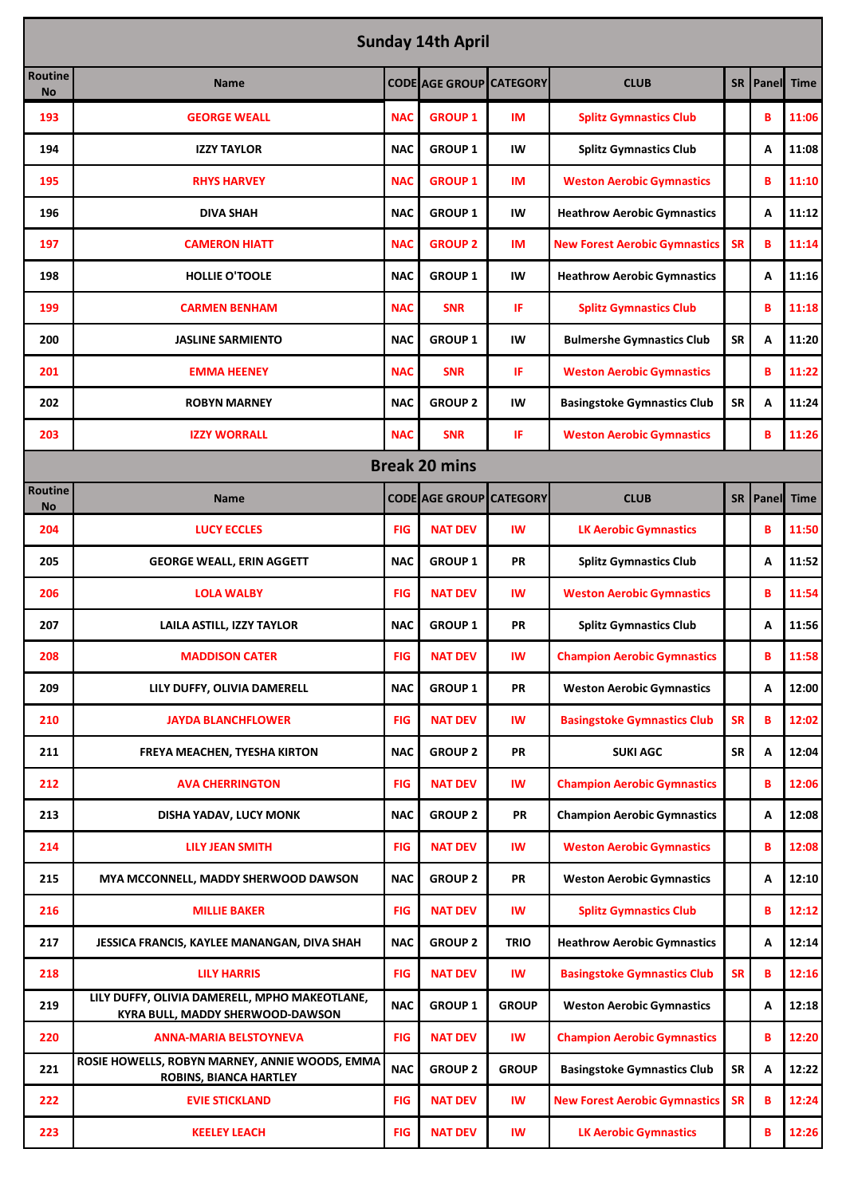## Sunday 14th April

| Routine No | Name | CODE | AGE GROUP | CATEGORY | CLUB | SR | Panel | Time |
|---|---|---|---|---|---|---|---|---|
| 193 | GEORGE WEALL | NAC | GROUP 1 | IM | Splitz Gymnastics Club | | B | 11:06 |
| 194 | IZZY TAYLOR | NAC | GROUP 1 | IW | Splitz Gymnastics Club | | A | 11:08 |
| 195 | RHYS HARVEY | NAC | GROUP 1 | IM | Weston Aerobic Gymnastics | | B | 11:10 |
| 196 | DIVA SHAH | NAC | GROUP 1 | IW | Heathrow Aerobic Gymnastics | | A | 11:12 |
| 197 | CAMERON HIATT | NAC | GROUP 2 | IM | New Forest Aerobic Gymnastics | SR | B | 11:14 |
| 198 | HOLLIE O'TOOLE | NAC | GROUP 1 | IW | Heathrow Aerobic Gymnastics | | A | 11:16 |
| 199 | CARMEN BENHAM | NAC | SNR | IF | Splitz Gymnastics Club | | B | 11:18 |
| 200 | JASLINE SARMIENTO | NAC | GROUP 1 | IW | Bulmershe Gymnastics Club | SR | A | 11:20 |
| 201 | EMMA HEENEY | NAC | SNR | IF | Weston Aerobic Gymnastics | | B | 11:22 |
| 202 | ROBYN MARNEY | NAC | GROUP 2 | IW | Basingstoke Gymnastics Club | SR | A | 11:24 |
| 203 | IZZY WORRALL | NAC | SNR | IF | Weston Aerobic Gymnastics | | B | 11:26 |

## Break 20 mins

| Routine No | Name | CODE | AGE GROUP | CATEGORY | CLUB | SR | Panel | Time |
|---|---|---|---|---|---|---|---|---|
| 204 | LUCY ECCLES | FIG | NAT DEV | IW | LK Aerobic Gymnastics | | B | 11:50 |
| 205 | GEORGE WEALL, ERIN AGGETT | NAC | GROUP 1 | PR | Splitz Gymnastics Club | | A | 11:52 |
| 206 | LOLA WALBY | FIG | NAT DEV | IW | Weston Aerobic Gymnastics | | B | 11:54 |
| 207 | LAILA ASTILL, IZZY TAYLOR | NAC | GROUP 1 | PR | Splitz Gymnastics Club | | A | 11:56 |
| 208 | MADDISON CATER | FIG | NAT DEV | IW | Champion Aerobic Gymnastics | | B | 11:58 |
| 209 | LILY DUFFY, OLIVIA DAMERELL | NAC | GROUP 1 | PR | Weston Aerobic Gymnastics | | A | 12:00 |
| 210 | JAYDA BLANCHFLOWER | FIG | NAT DEV | IW | Basingstoke Gymnastics Club | SR | B | 12:02 |
| 211 | FREYA MEACHEN, TYESHA KIRTON | NAC | GROUP 2 | PR | SUKI AGC | SR | A | 12:04 |
| 212 | AVA CHERRINGTON | FIG | NAT DEV | IW | Champion Aerobic Gymnastics | | B | 12:06 |
| 213 | DISHA YADAV, LUCY MONK | NAC | GROUP 2 | PR | Champion Aerobic Gymnastics | | A | 12:08 |
| 214 | LILY JEAN SMITH | FIG | NAT DEV | IW | Weston Aerobic Gymnastics | | B | 12:08 |
| 215 | MYA MCCONNELL, MADDY SHERWOOD DAWSON | NAC | GROUP 2 | PR | Weston Aerobic Gymnastics | | A | 12:10 |
| 216 | MILLIE BAKER | FIG | NAT DEV | IW | Splitz Gymnastics Club | | B | 12:12 |
| 217 | JESSICA FRANCIS, KAYLEE MANANGAN, DIVA SHAH | NAC | GROUP 2 | TRIO | Heathrow Aerobic Gymnastics | | A | 12:14 |
| 218 | LILY HARRIS | FIG | NAT DEV | IW | Basingstoke Gymnastics Club | SR | B | 12:16 |
| 219 | LILY DUFFY, OLIVIA DAMERELL, MPHO MAKEOTLANE, KYRA BULL, MADDY SHERWOOD-DAWSON | NAC | GROUP 1 | GROUP | Weston Aerobic Gymnastics | | A | 12:18 |
| 220 | ANNA-MARIA BELSTOYNEVA | FIG | NAT DEV | IW | Champion Aerobic Gymnastics | | B | 12:20 |
| 221 | ROSIE HOWELLS, ROBYN MARNEY, ANNIE WOODS, EMMA ROBINS, BIANCA HARTLEY | NAC | GROUP 2 | GROUP | Basingstoke Gymnastics Club | SR | A | 12:22 |
| 222 | EVIE STICKLAND | FIG | NAT DEV | IW | New Forest Aerobic Gymnastics | SR | B | 12:24 |
| 223 | KEELEY LEACH | FIG | NAT DEV | IW | LK Aerobic Gymnastics | | B | 12:26 |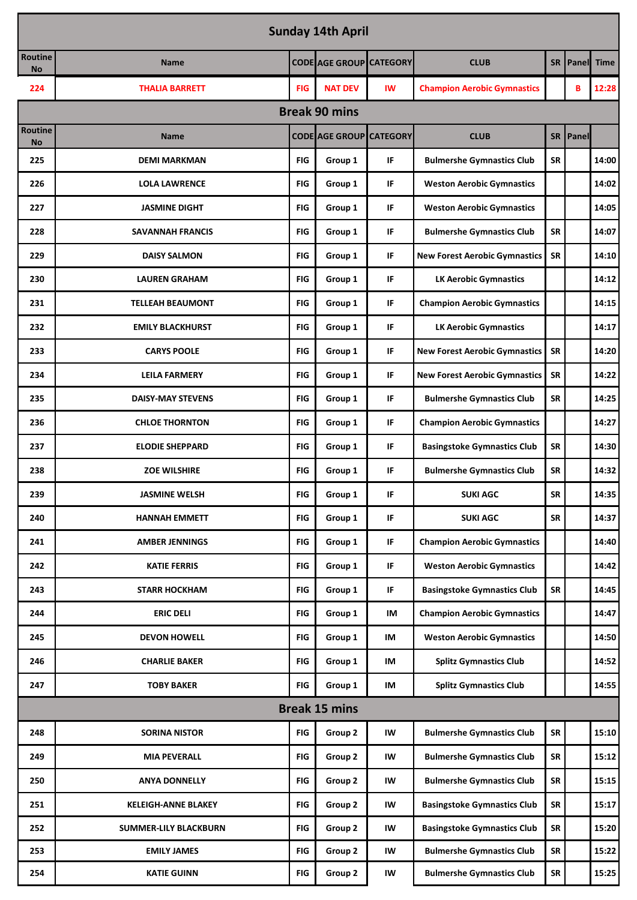## Sunday 14th April

| Routine No | Name | CODE | AGE GROUP | CATEGORY | CLUB | SR | Panel | Time |
|---|---|---|---|---|---|---|---|---|
| 224 | THALIA BARRETT | FIG | NAT DEV | IW | Champion Aerobic Gymnastics | | B | 12:28 |
| **Break 90 mins** | | | | | | | | |
| Routine No | Name | CODE | AGE GROUP | CATEGORY | CLUB | SR | Panel | |
| 225 | DEMI MARKMAN | FIG | Group 1 | IF | Bulmershe Gymnastics Club | SR | | 14:00 |
| 226 | LOLA LAWRENCE | FIG | Group 1 | IF | Weston Aerobic Gymnastics | | | 14:02 |
| 227 | JASMINE DIGHT | FIG | Group 1 | IF | Weston Aerobic Gymnastics | | | 14:05 |
| 228 | SAVANNAH FRANCIS | FIG | Group 1 | IF | Bulmershe Gymnastics Club | SR | | 14:07 |
| 229 | DAISY SALMON | FIG | Group 1 | IF | New Forest Aerobic Gymnastics | SR | | 14:10 |
| 230 | LAUREN GRAHAM | FIG | Group 1 | IF | LK Aerobic Gymnastics | | | 14:12 |
| 231 | TELLEAH BEAUMONT | FIG | Group 1 | IF | Champion Aerobic Gymnastics | | | 14:15 |
| 232 | EMILY BLACKHURST | FIG | Group 1 | IF | LK Aerobic Gymnastics | | | 14:17 |
| 233 | CARYS POOLE | FIG | Group 1 | IF | New Forest Aerobic Gymnastics | SR | | 14:20 |
| 234 | LEILA FARMERY | FIG | Group 1 | IF | New Forest Aerobic Gymnastics | SR | | 14:22 |
| 235 | DAISY-MAY STEVENS | FIG | Group 1 | IF | Bulmershe Gymnastics Club | SR | | 14:25 |
| 236 | CHLOE THORNTON | FIG | Group 1 | IF | Champion Aerobic Gymnastics | | | 14:27 |
| 237 | ELODIE SHEPPARD | FIG | Group 1 | IF | Basingstoke Gymnastics Club | SR | | 14:30 |
| 238 | ZOE WILSHIRE | FIG | Group 1 | IF | Bulmershe Gymnastics Club | SR | | 14:32 |
| 239 | JASMINE WELSH | FIG | Group 1 | IF | SUKI AGC | SR | | 14:35 |
| 240 | HANNAH EMMETT | FIG | Group 1 | IF | SUKI AGC | SR | | 14:37 |
| 241 | AMBER JENNINGS | FIG | Group 1 | IF | Champion Aerobic Gymnastics | | | 14:40 |
| 242 | KATIE FERRIS | FIG | Group 1 | IF | Weston Aerobic Gymnastics | | | 14:42 |
| 243 | STARR HOCKHAM | FIG | Group 1 | IF | Basingstoke Gymnastics Club | SR | | 14:45 |
| 244 | ERIC DELI | FIG | Group 1 | IM | Champion Aerobic Gymnastics | | | 14:47 |
| 245 | DEVON HOWELL | FIG | Group 1 | IM | Weston Aerobic Gymnastics | | | 14:50 |
| 246 | CHARLIE BAKER | FIG | Group 1 | IM | Splitz Gymnastics Club | | | 14:52 |
| 247 | TOBY BAKER | FIG | Group 1 | IM | Splitz Gymnastics Club | | | 14:55 |
| **Break 15 mins** | | | | | | | | |
| 248 | SORINA NISTOR | FIG | Group 2 | IW | Bulmershe Gymnastics Club | SR | | 15:10 |
| 249 | MIA PEVERALL | FIG | Group 2 | IW | Bulmershe Gymnastics Club | SR | | 15:12 |
| 250 | ANYA DONNELLY | FIG | Group 2 | IW | Bulmershe Gymnastics Club | SR | | 15:15 |
| 251 | KELEIGH-ANNE BLAKEY | FIG | Group 2 | IW | Basingstoke Gymnastics Club | SR | | 15:17 |
| 252 | SUMMER-LILY BLACKBURN | FIG | Group 2 | IW | Basingstoke Gymnastics Club | SR | | 15:20 |
| 253 | EMILY JAMES | FIG | Group 2 | IW | Bulmershe Gymnastics Club | SR | | 15:22 |
| 254 | KATIE GUINN | FIG | Group 2 | IW | Bulmershe Gymnastics Club | SR | | 15:25 |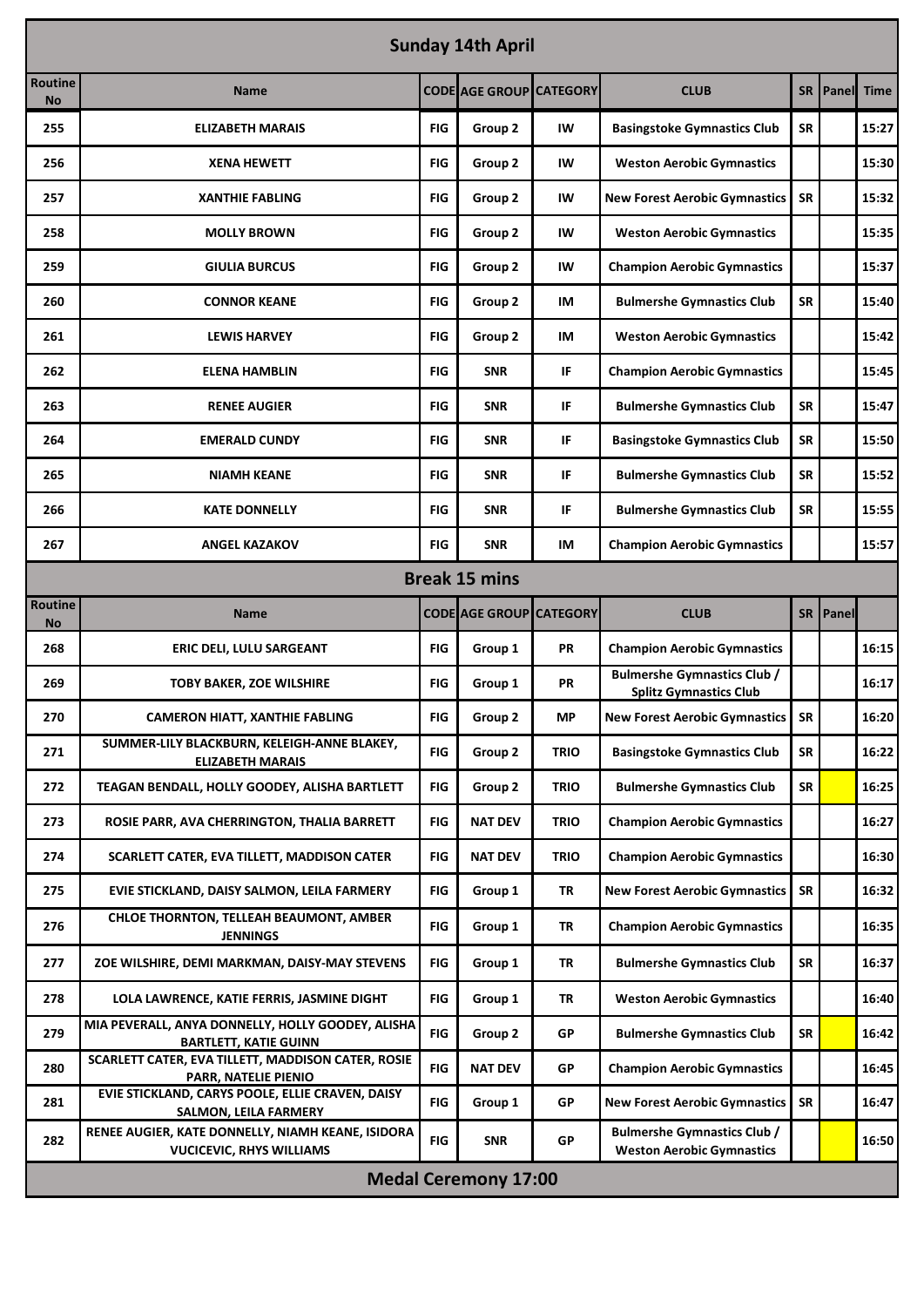## Sunday 14th April

| Routine No | Name | CODE | AGE GROUP | CATEGORY | CLUB | SR | Panel | Time |
|---|---|---|---|---|---|---|---|---|
| 255 | ELIZABETH MARAIS | FIG | Group 2 | IW | Basingstoke Gymnastics Club | SR | | 15:27 |
| 256 | XENA HEWETT | FIG | Group 2 | IW | Weston Aerobic Gymnastics | | | 15:30 |
| 257 | XANTHIE FABLING | FIG | Group 2 | IW | New Forest Aerobic Gymnastics | SR | | 15:32 |
| 258 | MOLLY BROWN | FIG | Group 2 | IW | Weston Aerobic Gymnastics | | | 15:35 |
| 259 | GIULIA BURCUS | FIG | Group 2 | IW | Champion Aerobic Gymnastics | | | 15:37 |
| 260 | CONNOR KEANE | FIG | Group 2 | IM | Bulmershe Gymnastics Club | SR | | 15:40 |
| 261 | LEWIS HARVEY | FIG | Group 2 | IM | Weston Aerobic Gymnastics | | | 15:42 |
| 262 | ELENA HAMBLIN | FIG | SNR | IF | Champion Aerobic Gymnastics | | | 15:45 |
| 263 | RENEE AUGIER | FIG | SNR | IF | Bulmershe Gymnastics Club | SR | | 15:47 |
| 264 | EMERALD CUNDY | FIG | SNR | IF | Basingstoke Gymnastics Club | SR | | 15:50 |
| 265 | NIAMH KEANE | FIG | SNR | IF | Bulmershe Gymnastics Club | SR | | 15:52 |
| 266 | KATE DONNELLY | FIG | SNR | IF | Bulmershe Gymnastics Club | SR | | 15:55 |
| 267 | ANGEL KAZAKOV | FIG | SNR | IM | Champion Aerobic Gymnastics | | | 15:57 |

## Break 15 mins

| Routine No | Name | CODE | AGE GROUP | CATEGORY | CLUB | SR | Panel | |
|---|---|---|---|---|---|---|---|---|
| 268 | ERIC DELI, LULU SARGEANT | FIG | Group 1 | PR | Champion Aerobic Gymnastics | | | 16:15 |
| 269 | TOBY BAKER, ZOE WILSHIRE | FIG | Group 1 | PR | Bulmershe Gymnastics Club / Splitz Gymnastics Club | | | 16:17 |
| 270 | CAMERON HIATT, XANTHIE FABLING | FIG | Group 2 | MP | New Forest Aerobic Gymnastics | SR | | 16:20 |
| 271 | SUMMER-LILY BLACKBURN, KELEIGH-ANNE BLAKEY, ELIZABETH MARAIS | FIG | Group 2 | TRIO | Basingstoke Gymnastics Club | SR | | 16:22 |
| 272 | TEAGAN BENDALL, HOLLY GOODEY, ALISHA BARTLETT | FIG | Group 2 | TRIO | Bulmershe Gymnastics Club | SR | | 16:25 |
| 273 | ROSIE PARR, AVA CHERRINGTON, THALIA BARRETT | FIG | NAT DEV | TRIO | Champion Aerobic Gymnastics | | | 16:27 |
| 274 | SCARLETT CATER, EVA TILLETT, MADDISON CATER | FIG | NAT DEV | TRIO | Champion Aerobic Gymnastics | | | 16:30 |
| 275 | EVIE STICKLAND, DAISY SALMON, LEILA FARMERY | FIG | Group 1 | TR | New Forest Aerobic Gymnastics | SR | | 16:32 |
| 276 | CHLOE THORNTON, TELLEAH BEAUMONT, AMBER JENNINGS | FIG | Group 1 | TR | Champion Aerobic Gymnastics | | | 16:35 |
| 277 | ZOE WILSHIRE, DEMI MARKMAN, DAISY-MAY STEVENS | FIG | Group 1 | TR | Bulmershe Gymnastics Club | SR | | 16:37 |
| 278 | LOLA LAWRENCE, KATIE FERRIS, JASMINE DIGHT | FIG | Group 1 | TR | Weston Aerobic Gymnastics | | | 16:40 |
| 279 | MIA PEVERALL, ANYA DONNELLY, HOLLY GOODEY, ALISHA BARTLETT, KATIE GUINN | FIG | Group 2 | GP | Bulmershe Gymnastics Club | SR | | 16:42 |
| 280 | SCARLETT CATER, EVA TILLETT, MADDISON CATER, ROSIE PARR, NATELIE PIENIO | FIG | NAT DEV | GP | Champion Aerobic Gymnastics | | | 16:45 |
| 281 | EVIE STICKLAND, CARYS POOLE, ELLIE CRAVEN, DAISY SALMON, LEILA FARMERY | FIG | Group 1 | GP | New Forest Aerobic Gymnastics | SR | | 16:47 |
| 282 | RENEE AUGIER, KATE DONNELLY, NIAMH KEANE, ISIDORA VUCICEVIC, RHYS WILLIAMS | FIG | SNR | GP | Bulmershe Gymnastics Club / Weston Aerobic Gymnastics | | | 16:50 |

## Medal Ceremony 17:00